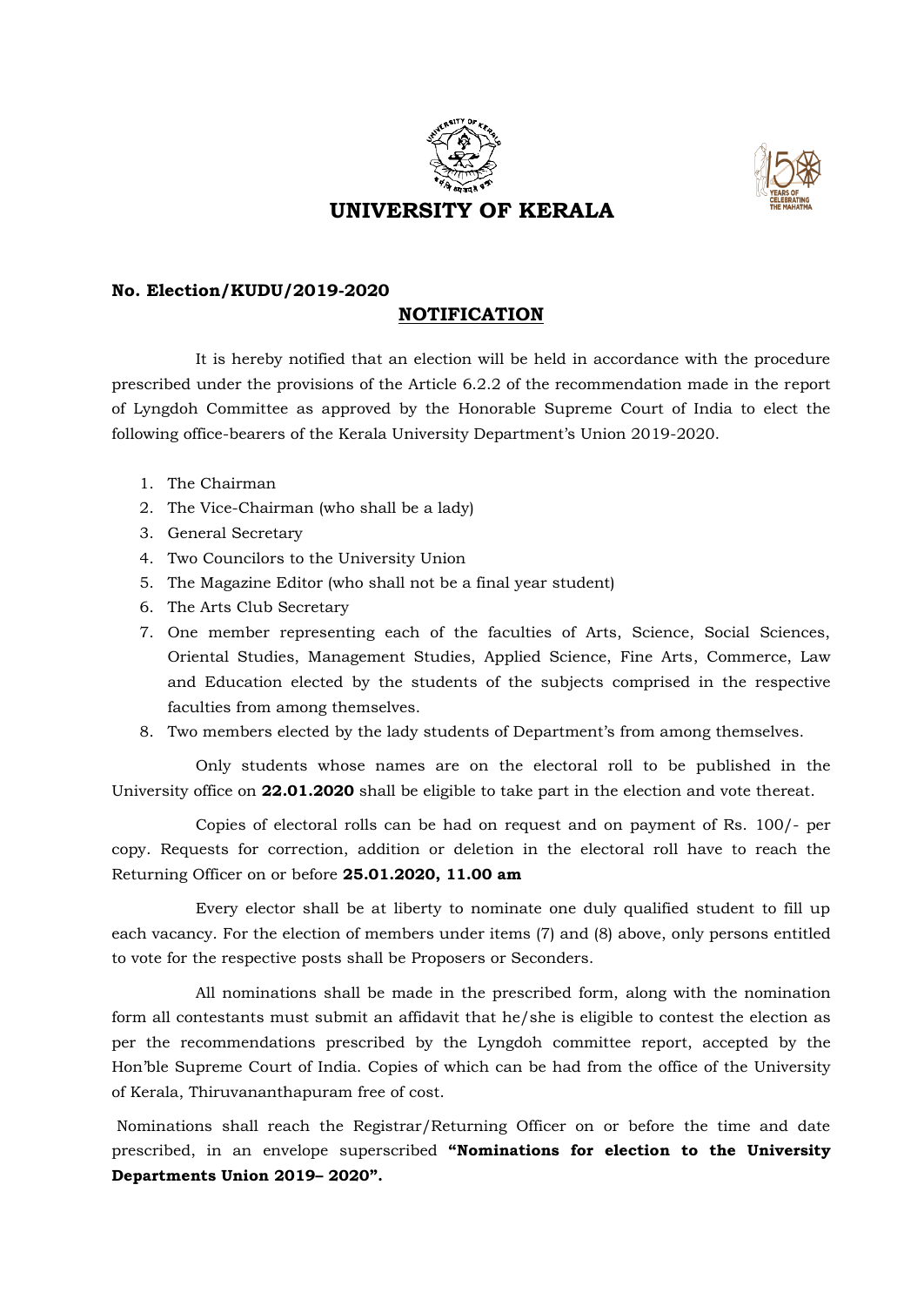# UNIVERSITY OF KERALA

**No. Election/KUDU/2019-2020**

## NOTIFICATION

It is hereby notified that an election will be held in accordance with the procedure prescribed under the provisions of the Article 6.2.2 of the recommendation made in the report of Lyngdoh Committee as approved by the Honorable Supreme Court of India to elect the following office-bearers of the Kerala University Department's Union 2019-2020.

1. The Chairman
2. The Vice-Chairman (who shall be a lady)
3. General Secretary
4. Two Councilors to the University Union
5. The Magazine Editor (who shall not be a final year student)
6. The Arts Club Secretary
7. One member representing each of the faculties of Arts, Science, Social Sciences, Oriental Studies, Management Studies, Applied Science, Fine Arts, Commerce, Law and Education elected by the students of the subjects comprised in the respective faculties from among themselves.
8. Two members elected by the lady students of Department's from among themselves.

Only students whose names are on the electoral roll to be published in the University office on **22.01.2020** shall be eligible to take part in the election and vote thereat.

Copies of electoral rolls can be had on request and on payment of Rs. 100/- per copy. Requests for correction, addition or deletion in the electoral roll have to reach the Returning Officer on or before **25.01.2020, 11.00 am**

Every elector shall be at liberty to nominate one duly qualified student to fill up each vacancy. For the election of members under items (7) and (8) above, only persons entitled to vote for the respective posts shall be Proposers or Seconders.

All nominations shall be made in the prescribed form, along with the nomination form all contestants must submit an affidavit that he/she is eligible to contest the election as per the recommendations prescribed by the Lyngdoh committee report, accepted by the Hon'ble Supreme Court of India. Copies of which can be had from the office of the University of Kerala, Thiruvananthapuram free of cost.

Nominations shall reach the Registrar/Returning Officer on or before the time and date prescribed, in an envelope superscribed **"Nominations for election to the University Departments Union 2019– 2020".**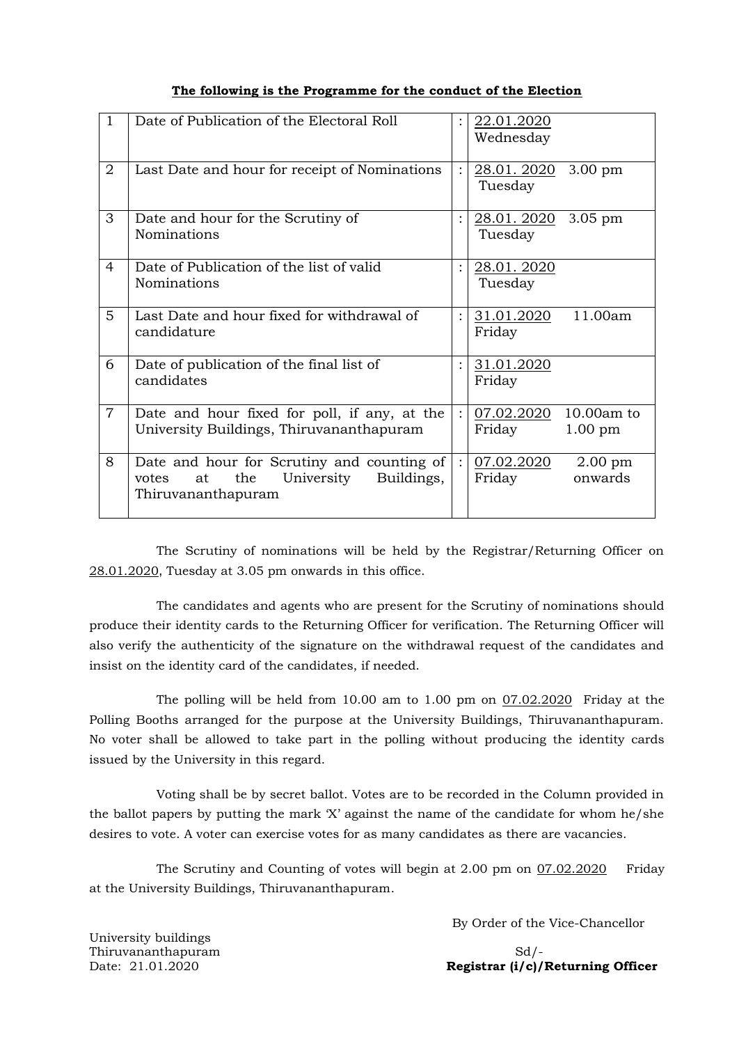**The following is the Programme for the conduct of the Election**

| | | | |
|---|---|---|---|
| 1 | Date of Publication of the Electoral Roll | : | 22.01.2020 Wednesday |
| 2 | Last Date and hour for receipt of Nominations | : | 28.01. 2020 3.00 pm Tuesday |
| 3 | Date and hour for the Scrutiny of Nominations | : | 28.01. 2020 3.05 pm Tuesday |
| 4 | Date of Publication of the list of valid Nominations | : | 28.01. 2020 Tuesday |
| 5 | Last Date and hour fixed for withdrawal of candidature | : | 31.01.2020 11.00am Friday |
| 6 | Date of publication of the final list of candidates | : | 31.01.2020 Friday |
| 7 | Date and hour fixed for poll, if any, at the University Buildings, Thiruvananthapuram | : | 07.02.2020 10.00am to 1.00 pm Friday |
| 8 | Date and hour for Scrutiny and counting of votes at the University Buildings, Thiruvananthapuram | : | 07.02.2020 2.00 pm onwards Friday |

The Scrutiny of nominations will be held by the Registrar/Returning Officer on 28.01.2020, Tuesday at 3.05 pm onwards in this office.

The candidates and agents who are present for the Scrutiny of nominations should produce their identity cards to the Returning Officer for verification. The Returning Officer will also verify the authenticity of the signature on the withdrawal request of the candidates and insist on the identity card of the candidates, if needed.

The polling will be held from 10.00 am to 1.00 pm on 07.02.2020 Friday at the Polling Booths arranged for the purpose at the University Buildings, Thiruvananthapuram. No voter shall be allowed to take part in the polling without producing the identity cards issued by the University in this regard.

Voting shall be by secret ballot. Votes are to be recorded in the Column provided in the ballot papers by putting the mark 'X' against the name of the candidate for whom he/she desires to vote. A voter can exercise votes for as many candidates as there are vacancies.

The Scrutiny and Counting of votes will begin at 2.00 pm on 07.02.2020 Friday at the University Buildings, Thiruvananthapuram.

By Order of the Vice-Chancellor

University buildings
Thiruvananthapuram
Date: 21.01.2020

Sd/-
**Registrar (i/c)/Returning Officer**